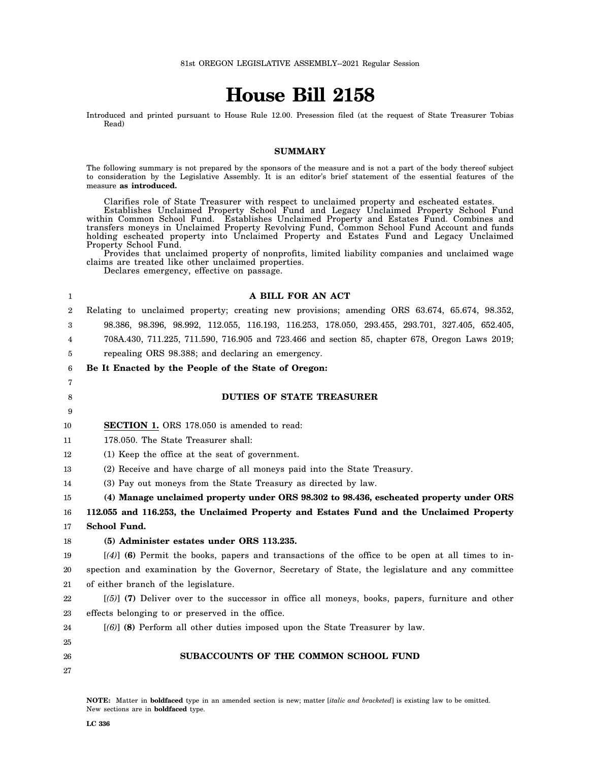81st OREGON LEGISLATIVE ASSEMBLY--2021 Regular Session

# House Bill 2158

Introduced and printed pursuant to House Rule 12.00. Presession filed (at the request of State Treasurer Tobias Read)

### SUMMARY

The following summary is not prepared by the sponsors of the measure and is not a part of the body thereof subject to consideration by the Legislative Assembly. It is an editor's brief statement of the essential features of the measure **as introduced.**

Clarifies role of State Treasurer with respect to unclaimed property and escheated estates.

Establishes Unclaimed Property School Fund and Legacy Unclaimed Property School Fund within Common School Fund. Establishes Unclaimed Property and Estates Fund. Combines and transfers moneys in Unclaimed Property Revolving Fund, Common School Fund Account and funds holding escheated property into Unclaimed Property and Estates Fund and Legacy Unclaimed Property School Fund.

Provides that unclaimed property of nonprofits, limited liability companies and unclaimed wage claims are treated like other unclaimed properties.

Declares emergency, effective on passage.

### A BILL FOR AN ACT

Relating to unclaimed property; creating new provisions; amending ORS 63.674, 65.674, 98.352, 98.386, 98.396, 98.992, 112.055, 116.193, 116.253, 178.050, 293.455, 293.701, 327.405, 652.405, 708A.430, 711.225, 711.590, 716.905 and 723.466 and section 85, chapter 678, Oregon Laws 2019; repealing ORS 98.388; and declaring an emergency.

**Be It Enacted by the People of the State of Oregon:**

### DUTIES OF STATE TREASURER

**SECTION 1.** ORS 178.050 is amended to read:

178.050. The State Treasurer shall:

(1) Keep the office at the seat of government.

(2) Receive and have charge of all moneys paid into the State Treasury.

(3) Pay out moneys from the State Treasury as directed by law.

**(4) Manage unclaimed property under ORS 98.302 to 98.436, escheated property under ORS 112.055 and 116.253, the Unclaimed Property and Estates Fund and the Unclaimed Property School Fund.**

**(5) Administer estates under ORS 113.235.**

[*(4)*] **(6)** Permit the books, papers and transactions of the office to be open at all times to inspection and examination by the Governor, Secretary of State, the legislature and any committee of either branch of the legislature.

[*(5)*] **(7)** Deliver over to the successor in office all moneys, books, papers, furniture and other effects belonging to or preserved in the office.

[*(6)*] **(8)** Perform all other duties imposed upon the State Treasurer by law.

### SUBACCOUNTS OF THE COMMON SCHOOL FUND

**NOTE:** Matter in **boldfaced** type in an amended section is new; matter [*italic and bracketed*] is existing law to be omitted. New sections are in **boldfaced** type.

LC 336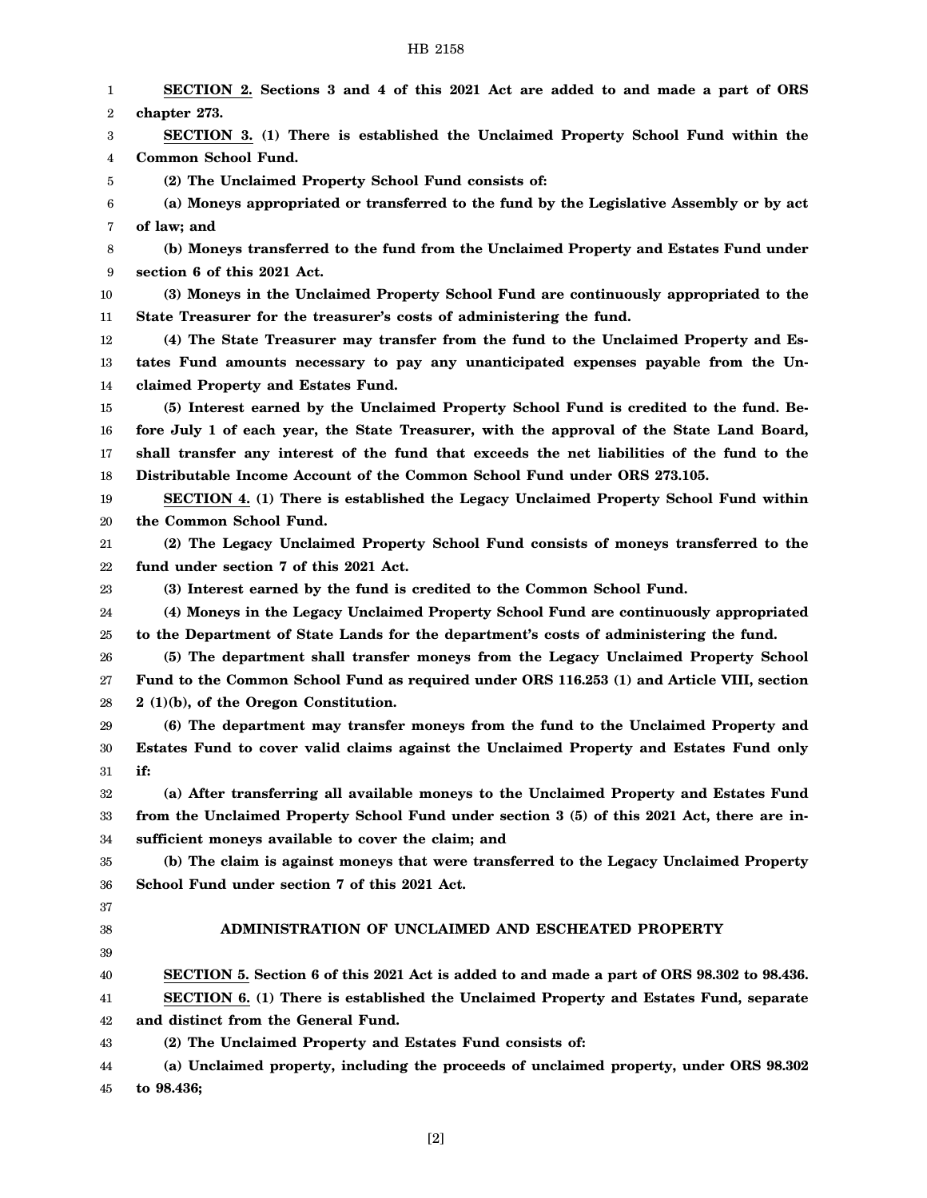**SECTION 2. Sections 3 and 4 of this 2021 Act are added to and made a part of ORS chapter 273.**

**SECTION 3. (1) There is established the Unclaimed Property School Fund within the Common School Fund.**

**(2) The Unclaimed Property School Fund consists of:**

**(a) Moneys appropriated or transferred to the fund by the Legislative Assembly or by act of law; and**

**(b) Moneys transferred to the fund from the Unclaimed Property and Estates Fund under section 6 of this 2021 Act.**

**(3) Moneys in the Unclaimed Property School Fund are continuously appropriated to the State Treasurer for the treasurer's costs of administering the fund.**

**(4) The State Treasurer may transfer from the fund to the Unclaimed Property and Estates Fund amounts necessary to pay any unanticipated expenses payable from the Unclaimed Property and Estates Fund.**

**(5) Interest earned by the Unclaimed Property School Fund is credited to the fund. Before July 1 of each year, the State Treasurer, with the approval of the State Land Board, shall transfer any interest of the fund that exceeds the net liabilities of the fund to the Distributable Income Account of the Common School Fund under ORS 273.105.**

**SECTION 4. (1) There is established the Legacy Unclaimed Property School Fund within the Common School Fund.**

**(2) The Legacy Unclaimed Property School Fund consists of moneys transferred to the fund under section 7 of this 2021 Act.**

**(3) Interest earned by the fund is credited to the Common School Fund.**

**(4) Moneys in the Legacy Unclaimed Property School Fund are continuously appropriated to the Department of State Lands for the department's costs of administering the fund.**

**(5) The department shall transfer moneys from the Legacy Unclaimed Property School Fund to the Common School Fund as required under ORS 116.253 (1) and Article VIII, section 2 (1)(b), of the Oregon Constitution.**

**(6) The department may transfer moneys from the fund to the Unclaimed Property and Estates Fund to cover valid claims against the Unclaimed Property and Estates Fund only if:**

**(a) After transferring all available moneys to the Unclaimed Property and Estates Fund from the Unclaimed Property School Fund under section 3 (5) of this 2021 Act, there are insufficient moneys available to cover the claim; and**

**(b) The claim is against moneys that were transferred to the Legacy Unclaimed Property School Fund under section 7 of this 2021 Act.**

## ADMINISTRATION OF UNCLAIMED AND ESCHEATED PROPERTY

**SECTION 5. Section 6 of this 2021 Act is added to and made a part of ORS 98.302 to 98.436.**

**SECTION 6. (1) There is established the Unclaimed Property and Estates Fund, separate and distinct from the General Fund.**

**(2) The Unclaimed Property and Estates Fund consists of:**

**(a) Unclaimed property, including the proceeds of unclaimed property, under ORS 98.302 to 98.436;**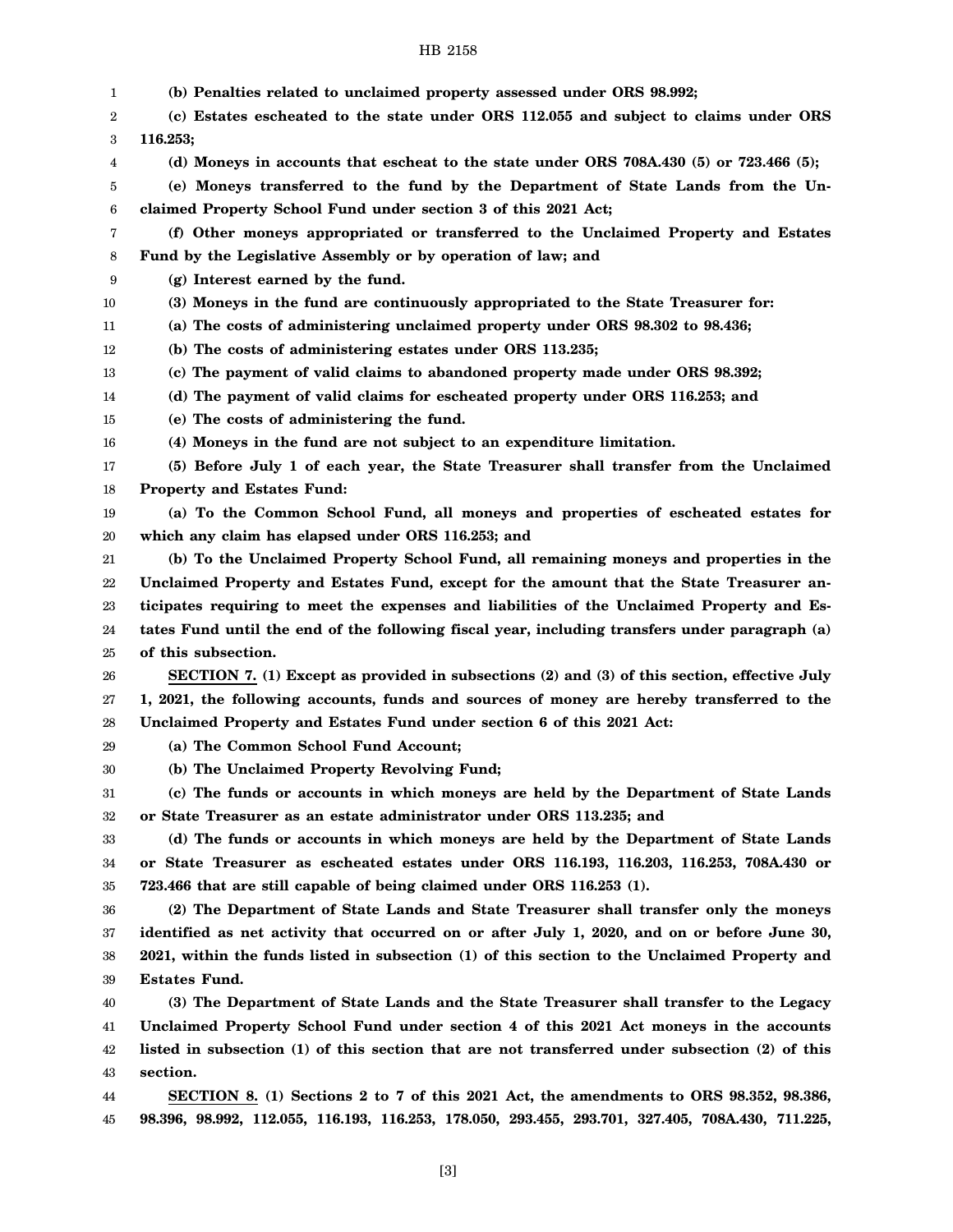**(b) Penalties related to unclaimed property assessed under ORS 98.992;**

**(c) Estates escheated to the state under ORS 112.055 and subject to claims under ORS 116.253;**

**(d) Moneys in accounts that escheat to the state under ORS 708A.430 (5) or 723.466 (5);**

**(e) Moneys transferred to the fund by the Department of State Lands from the Unclaimed Property School Fund under section 3 of this 2021 Act;**

**(f) Other moneys appropriated or transferred to the Unclaimed Property and Estates Fund by the Legislative Assembly or by operation of law; and**

**(g) Interest earned by the fund.**

**(3) Moneys in the fund are continuously appropriated to the State Treasurer for:**

**(a) The costs of administering unclaimed property under ORS 98.302 to 98.436;**

**(b) The costs of administering estates under ORS 113.235;**

**(c) The payment of valid claims to abandoned property made under ORS 98.392;**

**(d) The payment of valid claims for escheated property under ORS 116.253; and**

**(e) The costs of administering the fund.**

**(4) Moneys in the fund are not subject to an expenditure limitation.**

**(5) Before July 1 of each year, the State Treasurer shall transfer from the Unclaimed Property and Estates Fund:**

**(a) To the Common School Fund, all moneys and properties of escheated estates for which any claim has elapsed under ORS 116.253; and**

**(b) To the Unclaimed Property School Fund, all remaining moneys and properties in the Unclaimed Property and Estates Fund, except for the amount that the State Treasurer anticipates requiring to meet the expenses and liabilities of the Unclaimed Property and Estates Fund until the end of the following fiscal year, including transfers under paragraph (a) of this subsection.**

**SECTION 7. (1) Except as provided in subsections (2) and (3) of this section, effective July 1, 2021, the following accounts, funds and sources of money are hereby transferred to the Unclaimed Property and Estates Fund under section 6 of this 2021 Act:**

**(a) The Common School Fund Account;**

**(b) The Unclaimed Property Revolving Fund;**

**(c) The funds or accounts in which moneys are held by the Department of State Lands or State Treasurer as an estate administrator under ORS 113.235; and**

**(d) The funds or accounts in which moneys are held by the Department of State Lands or State Treasurer as escheated estates under ORS 116.193, 116.203, 116.253, 708A.430 or 723.466 that are still capable of being claimed under ORS 116.253 (1).**

**(2) The Department of State Lands and State Treasurer shall transfer only the moneys identified as net activity that occurred on or after July 1, 2020, and on or before June 30, 2021, within the funds listed in subsection (1) of this section to the Unclaimed Property and Estates Fund.**

**(3) The Department of State Lands and the State Treasurer shall transfer to the Legacy Unclaimed Property School Fund under section 4 of this 2021 Act moneys in the accounts listed in subsection (1) of this section that are not transferred under subsection (2) of this section.**

**SECTION 8. (1) Sections 2 to 7 of this 2021 Act, the amendments to ORS 98.352, 98.386, 98.396, 98.992, 112.055, 116.193, 116.253, 178.050, 293.455, 293.701, 327.405, 708A.430, 711.225,**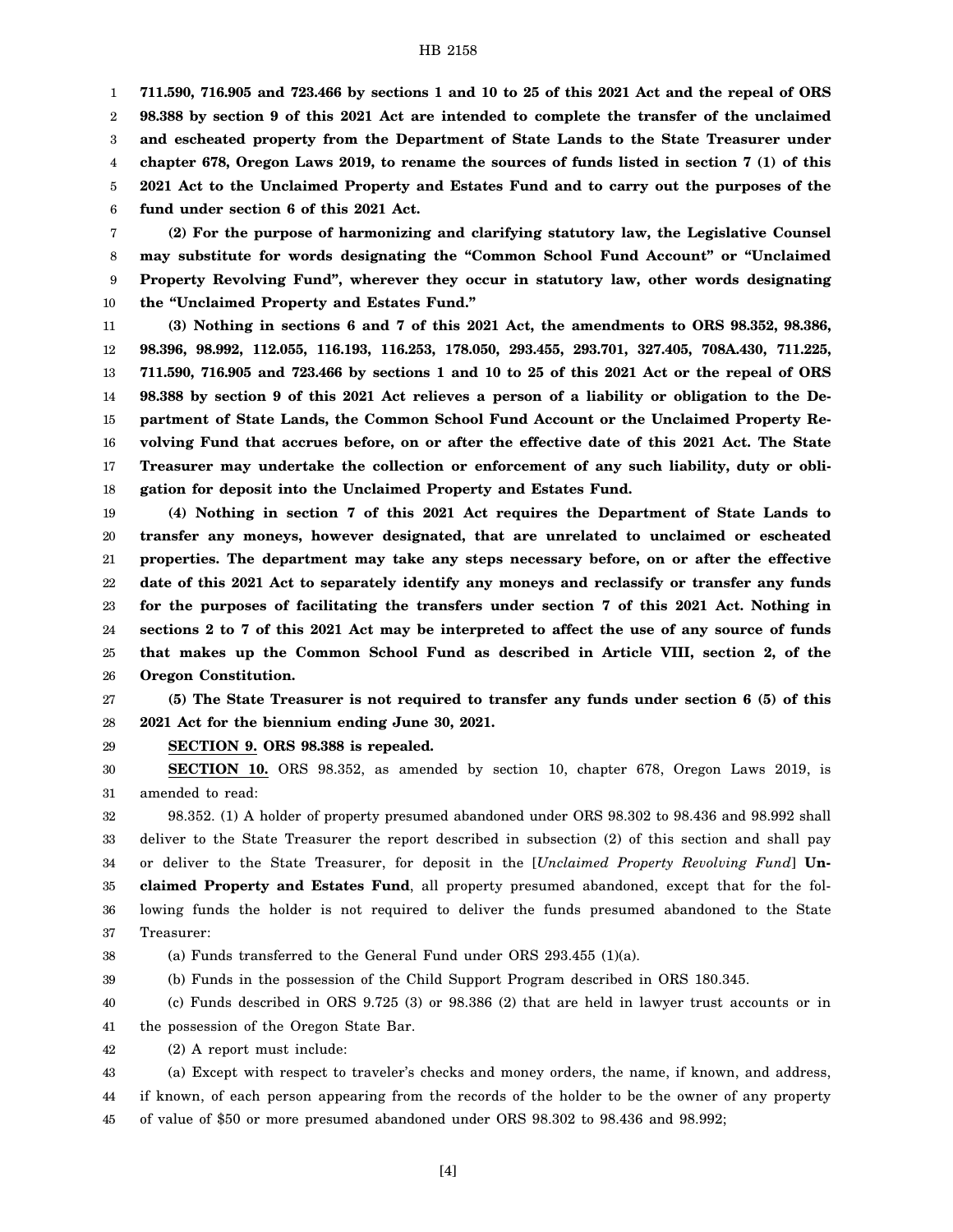**711.590, 716.905 and 723.466 by sections 1 and 10 to 25 of this 2021 Act and the repeal of ORS 98.388 by section 9 of this 2021 Act are intended to complete the transfer of the unclaimed and escheated property from the Department of State Lands to the State Treasurer under chapter 678, Oregon Laws 2019, to rename the sources of funds listed in section 7 (1) of this 2021 Act to the Unclaimed Property and Estates Fund and to carry out the purposes of the fund under section 6 of this 2021 Act.**

**(2) For the purpose of harmonizing and clarifying statutory law, the Legislative Counsel may substitute for words designating the "Common School Fund Account" or "Unclaimed Property Revolving Fund", wherever they occur in statutory law, other words designating the "Unclaimed Property and Estates Fund."**

**(3) Nothing in sections 6 and 7 of this 2021 Act, the amendments to ORS 98.352, 98.386, 98.396, 98.992, 112.055, 116.193, 116.253, 178.050, 293.455, 293.701, 327.405, 708A.430, 711.225, 711.590, 716.905 and 723.466 by sections 1 and 10 to 25 of this 2021 Act or the repeal of ORS 98.388 by section 9 of this 2021 Act relieves a person of a liability or obligation to the Department of State Lands, the Common School Fund Account or the Unclaimed Property Revolving Fund that accrues before, on or after the effective date of this 2021 Act. The State Treasurer may undertake the collection or enforcement of any such liability, duty or obligation for deposit into the Unclaimed Property and Estates Fund.**

**(4) Nothing in section 7 of this 2021 Act requires the Department of State Lands to transfer any moneys, however designated, that are unrelated to unclaimed or escheated properties. The department may take any steps necessary before, on or after the effective date of this 2021 Act to separately identify any moneys and reclassify or transfer any funds for the purposes of facilitating the transfers under section 7 of this 2021 Act. Nothing in sections 2 to 7 of this 2021 Act may be interpreted to affect the use of any source of funds that makes up the Common School Fund as described in Article VIII, section 2, of the Oregon Constitution.**

**(5) The State Treasurer is not required to transfer any funds under section 6 (5) of this 2021 Act for the biennium ending June 30, 2021.**

**SECTION 9. ORS 98.388 is repealed.**

**SECTION 10.** ORS 98.352, as amended by section 10, chapter 678, Oregon Laws 2019, is amended to read:

98.352. (1) A holder of property presumed abandoned under ORS 98.302 to 98.436 and 98.992 shall deliver to the State Treasurer the report described in subsection (2) of this section and shall pay or deliver to the State Treasurer, for deposit in the [*Unclaimed Property Revolving Fund*] **Unclaimed Property and Estates Fund**, all property presumed abandoned, except that for the following funds the holder is not required to deliver the funds presumed abandoned to the State Treasurer:

(a) Funds transferred to the General Fund under ORS 293.455 (1)(a).

(b) Funds in the possession of the Child Support Program described in ORS 180.345.

(c) Funds described in ORS 9.725 (3) or 98.386 (2) that are held in lawyer trust accounts or in the possession of the Oregon State Bar.

(2) A report must include:

(a) Except with respect to traveler's checks and money orders, the name, if known, and address, if known, of each person appearing from the records of the holder to be the owner of any property of value of $50 or more presumed abandoned under ORS 98.302 to 98.436 and 98.992;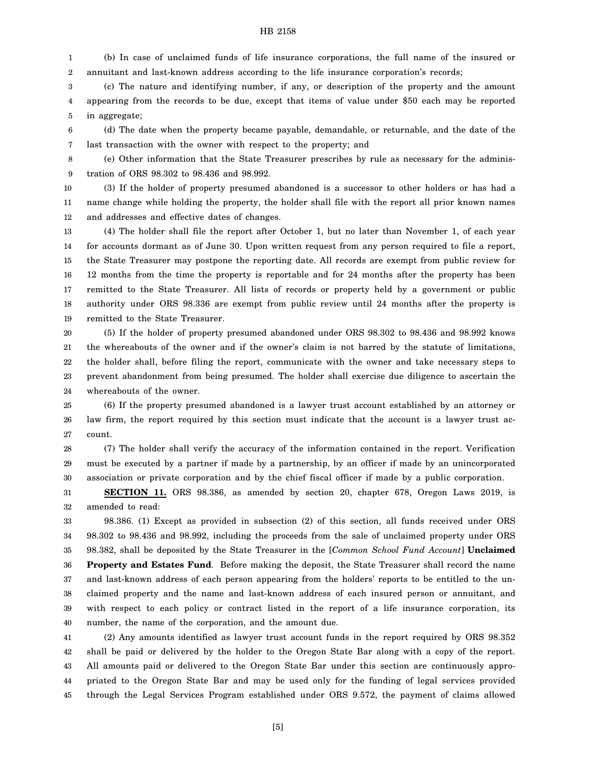(b) In case of unclaimed funds of life insurance corporations, the full name of the insured or annuitant and last-known address according to the life insurance corporation's records;

(c) The nature and identifying number, if any, or description of the property and the amount appearing from the records to be due, except that items of value under $50 each may be reported in aggregate;

(d) The date when the property became payable, demandable, or returnable, and the date of the last transaction with the owner with respect to the property; and

(e) Other information that the State Treasurer prescribes by rule as necessary for the administration of ORS 98.302 to 98.436 and 98.992.

(3) If the holder of property presumed abandoned is a successor to other holders or has had a name change while holding the property, the holder shall file with the report all prior known names and addresses and effective dates of changes.

(4) The holder shall file the report after October 1, but no later than November 1, of each year for accounts dormant as of June 30. Upon written request from any person required to file a report, the State Treasurer may postpone the reporting date. All records are exempt from public review for 12 months from the time the property is reportable and for 24 months after the property has been remitted to the State Treasurer. All lists of records or property held by a government or public authority under ORS 98.336 are exempt from public review until 24 months after the property is remitted to the State Treasurer.

(5) If the holder of property presumed abandoned under ORS 98.302 to 98.436 and 98.992 knows the whereabouts of the owner and if the owner's claim is not barred by the statute of limitations, the holder shall, before filing the report, communicate with the owner and take necessary steps to prevent abandonment from being presumed. The holder shall exercise due diligence to ascertain the whereabouts of the owner.

(6) If the property presumed abandoned is a lawyer trust account established by an attorney or law firm, the report required by this section must indicate that the account is a lawyer trust account.

(7) The holder shall verify the accuracy of the information contained in the report. Verification must be executed by a partner if made by a partnership, by an officer if made by an unincorporated association or private corporation and by the chief fiscal officer if made by a public corporation.

**SECTION 11.** ORS 98.386, as amended by section 20, chapter 678, Oregon Laws 2019, is amended to read:

98.386. (1) Except as provided in subsection (2) of this section, all funds received under ORS 98.302 to 98.436 and 98.992, including the proceeds from the sale of unclaimed property under ORS 98.382, shall be deposited by the State Treasurer in the [*Common School Fund Account*] **Unclaimed Property and Estates Fund**. Before making the deposit, the State Treasurer shall record the name and last-known address of each person appearing from the holders' reports to be entitled to the unclaimed property and the name and last-known address of each insured person or annuitant, and with respect to each policy or contract listed in the report of a life insurance corporation, its number, the name of the corporation, and the amount due.

(2) Any amounts identified as lawyer trust account funds in the report required by ORS 98.352 shall be paid or delivered by the holder to the Oregon State Bar along with a copy of the report. All amounts paid or delivered to the Oregon State Bar under this section are continuously appropriated to the Oregon State Bar and may be used only for the funding of legal services provided through the Legal Services Program established under ORS 9.572, the payment of claims allowed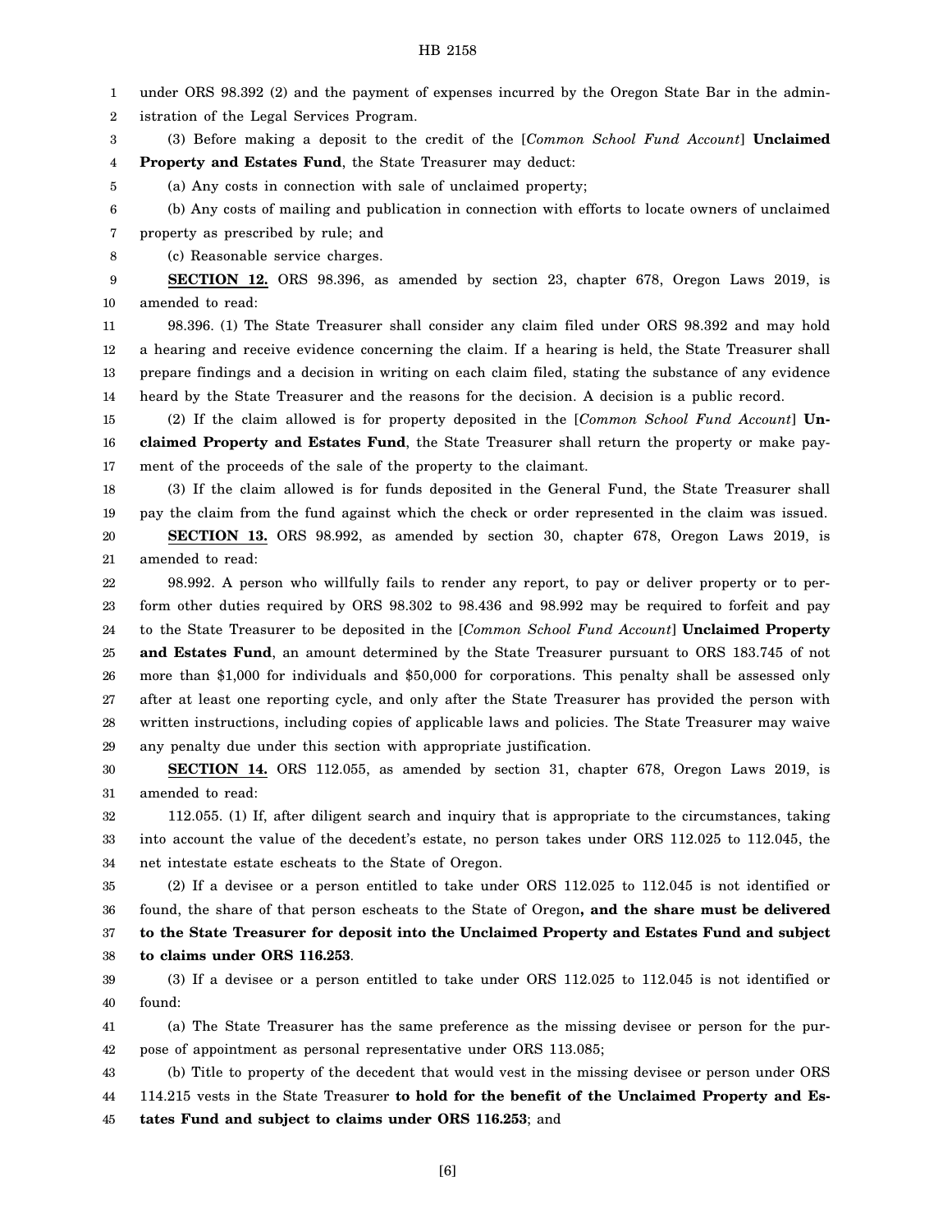under ORS 98.392 (2) and the payment of expenses incurred by the Oregon State Bar in the administration of the Legal Services Program.

(3) Before making a deposit to the credit of the [*Common School Fund Account*] **Unclaimed Property and Estates Fund**, the State Treasurer may deduct:

(a) Any costs in connection with sale of unclaimed property;

(b) Any costs of mailing and publication in connection with efforts to locate owners of unclaimed property as prescribed by rule; and

(c) Reasonable service charges.

**SECTION 12.** ORS 98.396, as amended by section 23, chapter 678, Oregon Laws 2019, is amended to read:

98.396. (1) The State Treasurer shall consider any claim filed under ORS 98.392 and may hold a hearing and receive evidence concerning the claim. If a hearing is held, the State Treasurer shall prepare findings and a decision in writing on each claim filed, stating the substance of any evidence heard by the State Treasurer and the reasons for the decision. A decision is a public record.

(2) If the claim allowed is for property deposited in the [*Common School Fund Account*] **Unclaimed Property and Estates Fund**, the State Treasurer shall return the property or make payment of the proceeds of the sale of the property to the claimant.

(3) If the claim allowed is for funds deposited in the General Fund, the State Treasurer shall pay the claim from the fund against which the check or order represented in the claim was issued.

**SECTION 13.** ORS 98.992, as amended by section 30, chapter 678, Oregon Laws 2019, is amended to read:

98.992. A person who willfully fails to render any report, to pay or deliver property or to perform other duties required by ORS 98.302 to 98.436 and 98.992 may be required to forfeit and pay to the State Treasurer to be deposited in the [*Common School Fund Account*] **Unclaimed Property and Estates Fund**, an amount determined by the State Treasurer pursuant to ORS 183.745 of not more than $1,000 for individuals and $50,000 for corporations. This penalty shall be assessed only after at least one reporting cycle, and only after the State Treasurer has provided the person with written instructions, including copies of applicable laws and policies. The State Treasurer may waive any penalty due under this section with appropriate justification.

**SECTION 14.** ORS 112.055, as amended by section 31, chapter 678, Oregon Laws 2019, is amended to read:

112.055. (1) If, after diligent search and inquiry that is appropriate to the circumstances, taking into account the value of the decedent's estate, no person takes under ORS 112.025 to 112.045, the net intestate estate escheats to the State of Oregon.

(2) If a devisee or a person entitled to take under ORS 112.025 to 112.045 is not identified or found, the share of that person escheats to the State of Oregon**, and the share must be delivered to the State Treasurer for deposit into the Unclaimed Property and Estates Fund and subject to claims under ORS 116.253**.

(3) If a devisee or a person entitled to take under ORS 112.025 to 112.045 is not identified or found:

(a) The State Treasurer has the same preference as the missing devisee or person for the purpose of appointment as personal representative under ORS 113.085;

(b) Title to property of the decedent that would vest in the missing devisee or person under ORS 114.215 vests in the State Treasurer **to hold for the benefit of the Unclaimed Property and Estates Fund and subject to claims under ORS 116.253**; and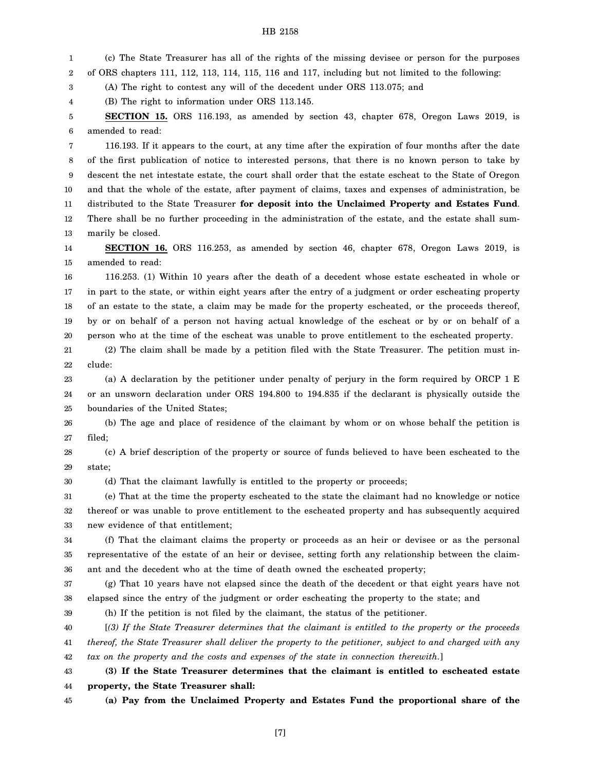(c) The State Treasurer has all of the rights of the missing devisee or person for the purposes of ORS chapters 111, 112, 113, 114, 115, 116 and 117, including but not limited to the following:

(A) The right to contest any will of the decedent under ORS 113.075; and

(B) The right to information under ORS 113.145.

**SECTION 15.** ORS 116.193, as amended by section 43, chapter 678, Oregon Laws 2019, is amended to read:

116.193. If it appears to the court, at any time after the expiration of four months after the date of the first publication of notice to interested persons, that there is no known person to take by descent the net intestate estate, the court shall order that the estate escheat to the State of Oregon and that the whole of the estate, after payment of claims, taxes and expenses of administration, be distributed to the State Treasurer **for deposit into the Unclaimed Property and Estates Fund**. There shall be no further proceeding in the administration of the estate, and the estate shall summarily be closed.

**SECTION 16.** ORS 116.253, as amended by section 46, chapter 678, Oregon Laws 2019, is amended to read:

116.253. (1) Within 10 years after the death of a decedent whose estate escheated in whole or in part to the state, or within eight years after the entry of a judgment or order escheating property of an estate to the state, a claim may be made for the property escheated, or the proceeds thereof, by or on behalf of a person not having actual knowledge of the escheat or by or on behalf of a person who at the time of the escheat was unable to prove entitlement to the escheated property.

(2) The claim shall be made by a petition filed with the State Treasurer. The petition must include:

(a) A declaration by the petitioner under penalty of perjury in the form required by ORCP 1 E or an unsworn declaration under ORS 194.800 to 194.835 if the declarant is physically outside the boundaries of the United States;

(b) The age and place of residence of the claimant by whom or on whose behalf the petition is filed;

(c) A brief description of the property or source of funds believed to have been escheated to the state;

(d) That the claimant lawfully is entitled to the property or proceeds;

(e) That at the time the property escheated to the state the claimant had no knowledge or notice thereof or was unable to prove entitlement to the escheated property and has subsequently acquired new evidence of that entitlement;

(f) That the claimant claims the property or proceeds as an heir or devisee or as the personal representative of the estate of an heir or devisee, setting forth any relationship between the claimant and the decedent who at the time of death owned the escheated property;

(g) That 10 years have not elapsed since the death of the decedent or that eight years have not elapsed since the entry of the judgment or order escheating the property to the state; and

(h) If the petition is not filed by the claimant, the status of the petitioner.

[*(3) If the State Treasurer determines that the claimant is entitled to the property or the proceeds thereof, the State Treasurer shall deliver the property to the petitioner, subject to and charged with any tax on the property and the costs and expenses of the state in connection therewith.*]

**(3) If the State Treasurer determines that the claimant is entitled to escheated estate property, the State Treasurer shall:**

**(a) Pay from the Unclaimed Property and Estates Fund the proportional share of the**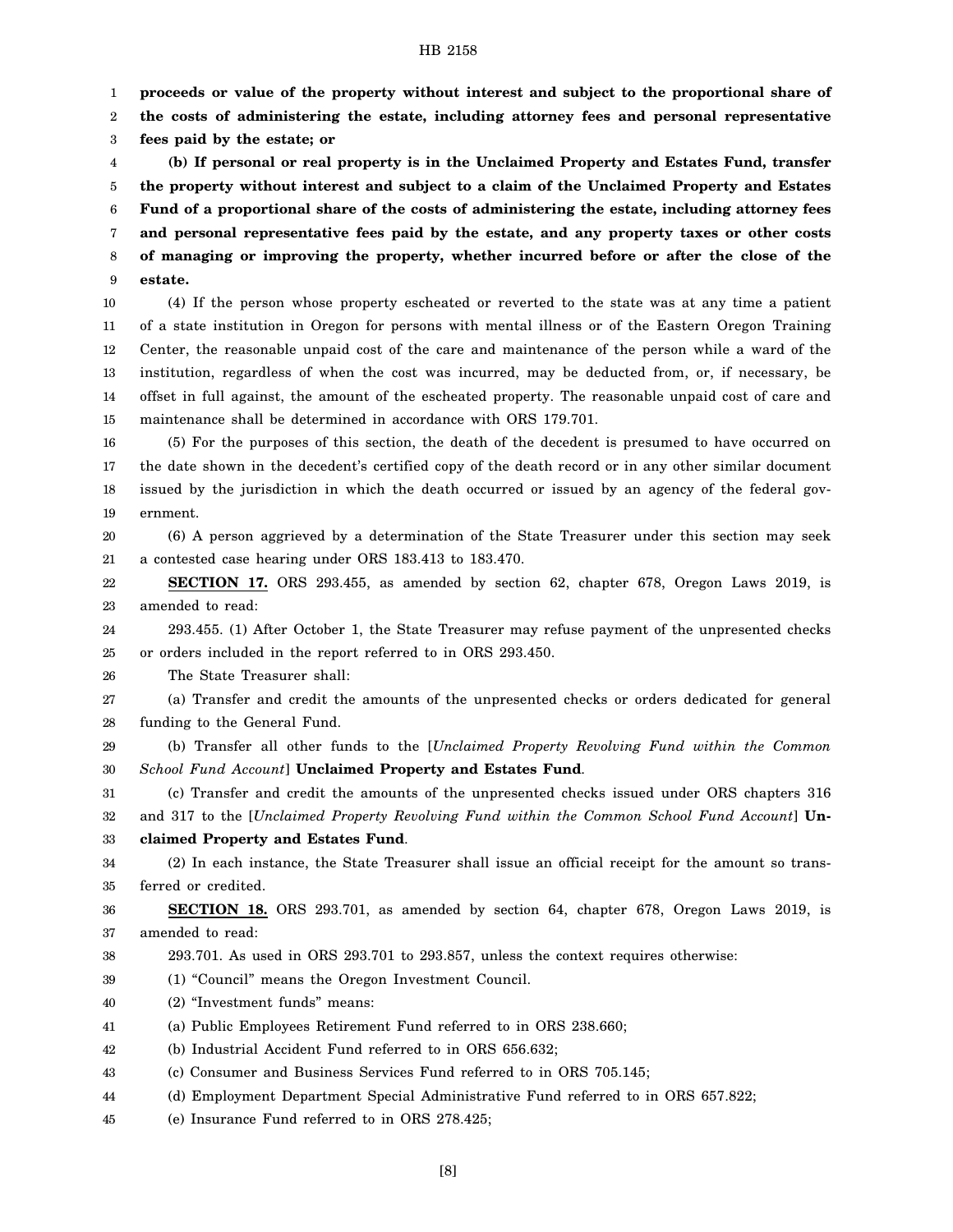**proceeds or value of the property without interest and subject to the proportional share of the costs of administering the estate, including attorney fees and personal representative fees paid by the estate; or**

**(b) If personal or real property is in the Unclaimed Property and Estates Fund, transfer the property without interest and subject to a claim of the Unclaimed Property and Estates Fund of a proportional share of the costs of administering the estate, including attorney fees and personal representative fees paid by the estate, and any property taxes or other costs of managing or improving the property, whether incurred before or after the close of the estate.**

(4) If the person whose property escheated or reverted to the state was at any time a patient of a state institution in Oregon for persons with mental illness or of the Eastern Oregon Training Center, the reasonable unpaid cost of the care and maintenance of the person while a ward of the institution, regardless of when the cost was incurred, may be deducted from, or, if necessary, be offset in full against, the amount of the escheated property. The reasonable unpaid cost of care and maintenance shall be determined in accordance with ORS 179.701.

(5) For the purposes of this section, the death of the decedent is presumed to have occurred on the date shown in the decedent's certified copy of the death record or in any other similar document issued by the jurisdiction in which the death occurred or issued by an agency of the federal government.

(6) A person aggrieved by a determination of the State Treasurer under this section may seek a contested case hearing under ORS 183.413 to 183.470.

**SECTION 17.** ORS 293.455, as amended by section 62, chapter 678, Oregon Laws 2019, is amended to read:

293.455. (1) After October 1, the State Treasurer may refuse payment of the unpresented checks or orders included in the report referred to in ORS 293.450.

The State Treasurer shall:

(a) Transfer and credit the amounts of the unpresented checks or orders dedicated for general funding to the General Fund.

(b) Transfer all other funds to the [*Unclaimed Property Revolving Fund within the Common School Fund Account*] **Unclaimed Property and Estates Fund**.

(c) Transfer and credit the amounts of the unpresented checks issued under ORS chapters 316 and 317 to the [*Unclaimed Property Revolving Fund within the Common School Fund Account*] **Unclaimed Property and Estates Fund**.

(2) In each instance, the State Treasurer shall issue an official receipt for the amount so transferred or credited.

**SECTION 18.** ORS 293.701, as amended by section 64, chapter 678, Oregon Laws 2019, is amended to read:

293.701. As used in ORS 293.701 to 293.857, unless the context requires otherwise:

(1) "Council" means the Oregon Investment Council.

(2) "Investment funds" means:

(a) Public Employees Retirement Fund referred to in ORS 238.660;

(b) Industrial Accident Fund referred to in ORS 656.632;

(c) Consumer and Business Services Fund referred to in ORS 705.145;

(d) Employment Department Special Administrative Fund referred to in ORS 657.822;

(e) Insurance Fund referred to in ORS 278.425;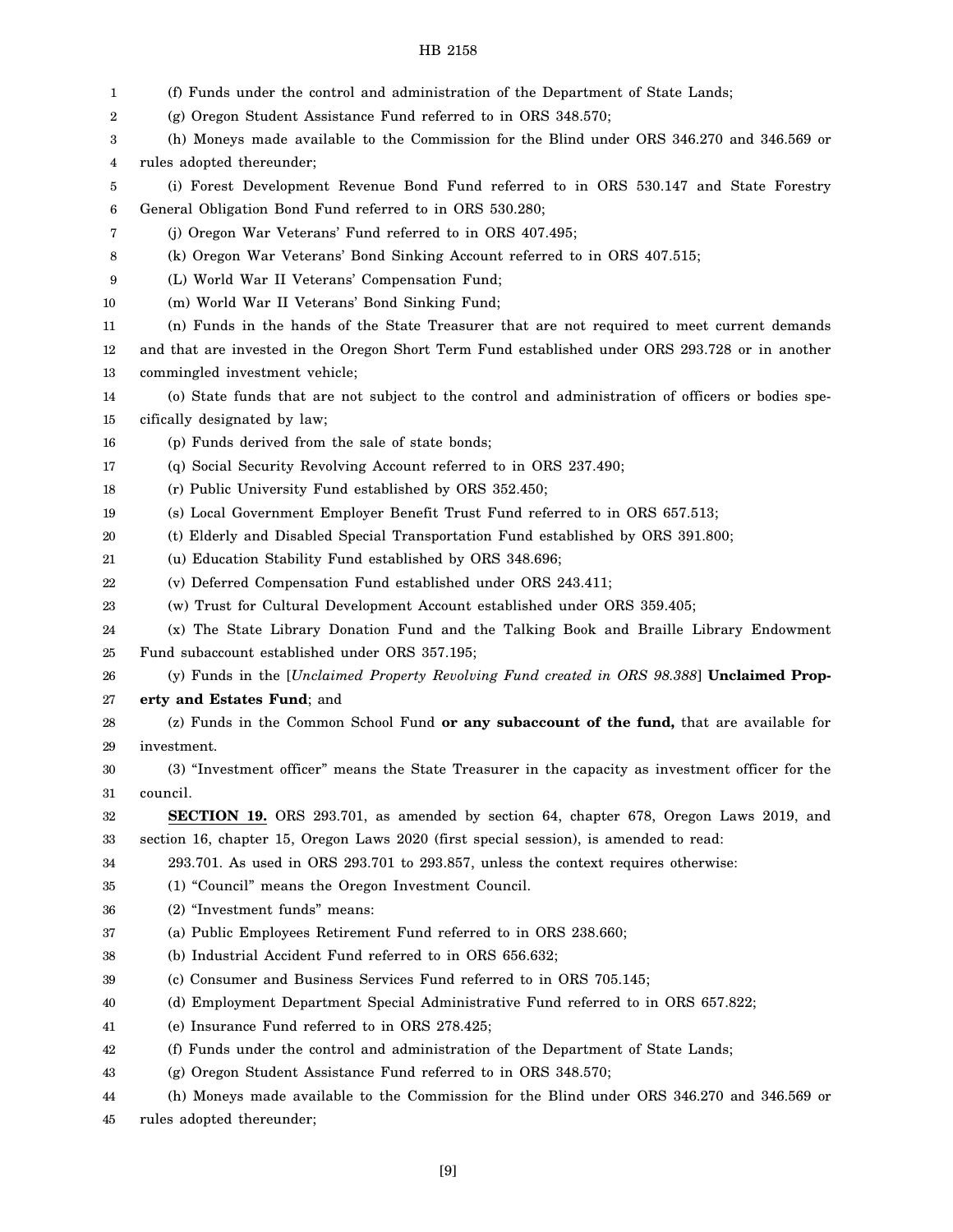(f) Funds under the control and administration of the Department of State Lands;

(g) Oregon Student Assistance Fund referred to in ORS 348.570;

(h) Moneys made available to the Commission for the Blind under ORS 346.270 and 346.569 or rules adopted thereunder;

(i) Forest Development Revenue Bond Fund referred to in ORS 530.147 and State Forestry General Obligation Bond Fund referred to in ORS 530.280;

(j) Oregon War Veterans' Fund referred to in ORS 407.495;

(k) Oregon War Veterans' Bond Sinking Account referred to in ORS 407.515;

(L) World War II Veterans' Compensation Fund;

(m) World War II Veterans' Bond Sinking Fund;

(n) Funds in the hands of the State Treasurer that are not required to meet current demands and that are invested in the Oregon Short Term Fund established under ORS 293.728 or in another commingled investment vehicle;

(o) State funds that are not subject to the control and administration of officers or bodies specifically designated by law;

(p) Funds derived from the sale of state bonds;

(q) Social Security Revolving Account referred to in ORS 237.490;

(r) Public University Fund established by ORS 352.450;

(s) Local Government Employer Benefit Trust Fund referred to in ORS 657.513;

(t) Elderly and Disabled Special Transportation Fund established by ORS 391.800;

(u) Education Stability Fund established by ORS 348.696;

(v) Deferred Compensation Fund established under ORS 243.411;

(w) Trust for Cultural Development Account established under ORS 359.405;

(x) The State Library Donation Fund and the Talking Book and Braille Library Endowment Fund subaccount established under ORS 357.195;

(y) Funds in the [*Unclaimed Property Revolving Fund created in ORS 98.388*] **Unclaimed Property and Estates Fund**; and

(z) Funds in the Common School Fund **or any subaccount of the fund,** that are available for investment.

(3) "Investment officer" means the State Treasurer in the capacity as investment officer for the council.

**SECTION 19.** ORS 293.701, as amended by section 64, chapter 678, Oregon Laws 2019, and section 16, chapter 15, Oregon Laws 2020 (first special session), is amended to read:

293.701. As used in ORS 293.701 to 293.857, unless the context requires otherwise:

(1) "Council" means the Oregon Investment Council.

(2) "Investment funds" means:

(a) Public Employees Retirement Fund referred to in ORS 238.660;

(b) Industrial Accident Fund referred to in ORS 656.632;

(c) Consumer and Business Services Fund referred to in ORS 705.145;

(d) Employment Department Special Administrative Fund referred to in ORS 657.822;

(e) Insurance Fund referred to in ORS 278.425;

(f) Funds under the control and administration of the Department of State Lands;

(g) Oregon Student Assistance Fund referred to in ORS 348.570;

(h) Moneys made available to the Commission for the Blind under ORS 346.270 and 346.569 or rules adopted thereunder;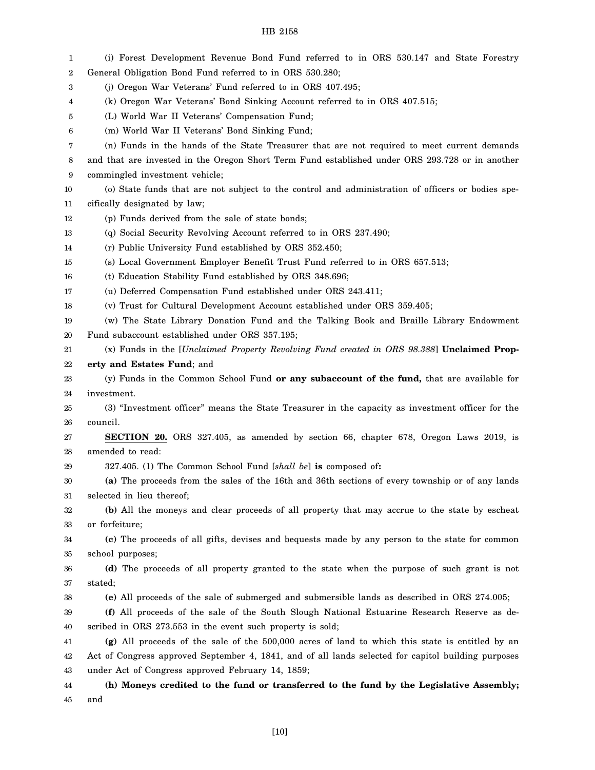(i) Forest Development Revenue Bond Fund referred to in ORS 530.147 and State Forestry General Obligation Bond Fund referred to in ORS 530.280;

(j) Oregon War Veterans' Fund referred to in ORS 407.495;

(k) Oregon War Veterans' Bond Sinking Account referred to in ORS 407.515;

(L) World War II Veterans' Compensation Fund;

(m) World War II Veterans' Bond Sinking Fund;

(n) Funds in the hands of the State Treasurer that are not required to meet current demands and that are invested in the Oregon Short Term Fund established under ORS 293.728 or in another commingled investment vehicle;

(o) State funds that are not subject to the control and administration of officers or bodies specifically designated by law;

(p) Funds derived from the sale of state bonds;

(q) Social Security Revolving Account referred to in ORS 237.490;

(r) Public University Fund established by ORS 352.450;

(s) Local Government Employer Benefit Trust Fund referred to in ORS 657.513;

(t) Education Stability Fund established by ORS 348.696;

(u) Deferred Compensation Fund established under ORS 243.411;

(v) Trust for Cultural Development Account established under ORS 359.405;

(w) The State Library Donation Fund and the Talking Book and Braille Library Endowment Fund subaccount established under ORS 357.195;

(x) Funds in the [*Unclaimed Property Revolving Fund created in ORS 98.388*] **Unclaimed Property and Estates Fund**; and

(y) Funds in the Common School Fund **or any subaccount of the fund,** that are available for investment.

(3) "Investment officer" means the State Treasurer in the capacity as investment officer for the council.

**SECTION 20.** ORS 327.405, as amended by section 66, chapter 678, Oregon Laws 2019, is amended to read:

327.405. (1) The Common School Fund [*shall be*] **is** composed of**:**

**(a)** The proceeds from the sales of the 16th and 36th sections of every township or of any lands selected in lieu thereof;

**(b)** All the moneys and clear proceeds of all property that may accrue to the state by escheat or forfeiture;

**(c)** The proceeds of all gifts, devises and bequests made by any person to the state for common school purposes;

**(d)** The proceeds of all property granted to the state when the purpose of such grant is not stated;

**(e)** All proceeds of the sale of submerged and submersible lands as described in ORS 274.005;

**(f)** All proceeds of the sale of the South Slough National Estuarine Research Reserve as described in ORS 273.553 in the event such property is sold;

**(g)** All proceeds of the sale of the 500,000 acres of land to which this state is entitled by an Act of Congress approved September 4, 1841, and of all lands selected for capitol building purposes under Act of Congress approved February 14, 1859;

**(h) Moneys credited to the fund or transferred to the fund by the Legislative Assembly;** and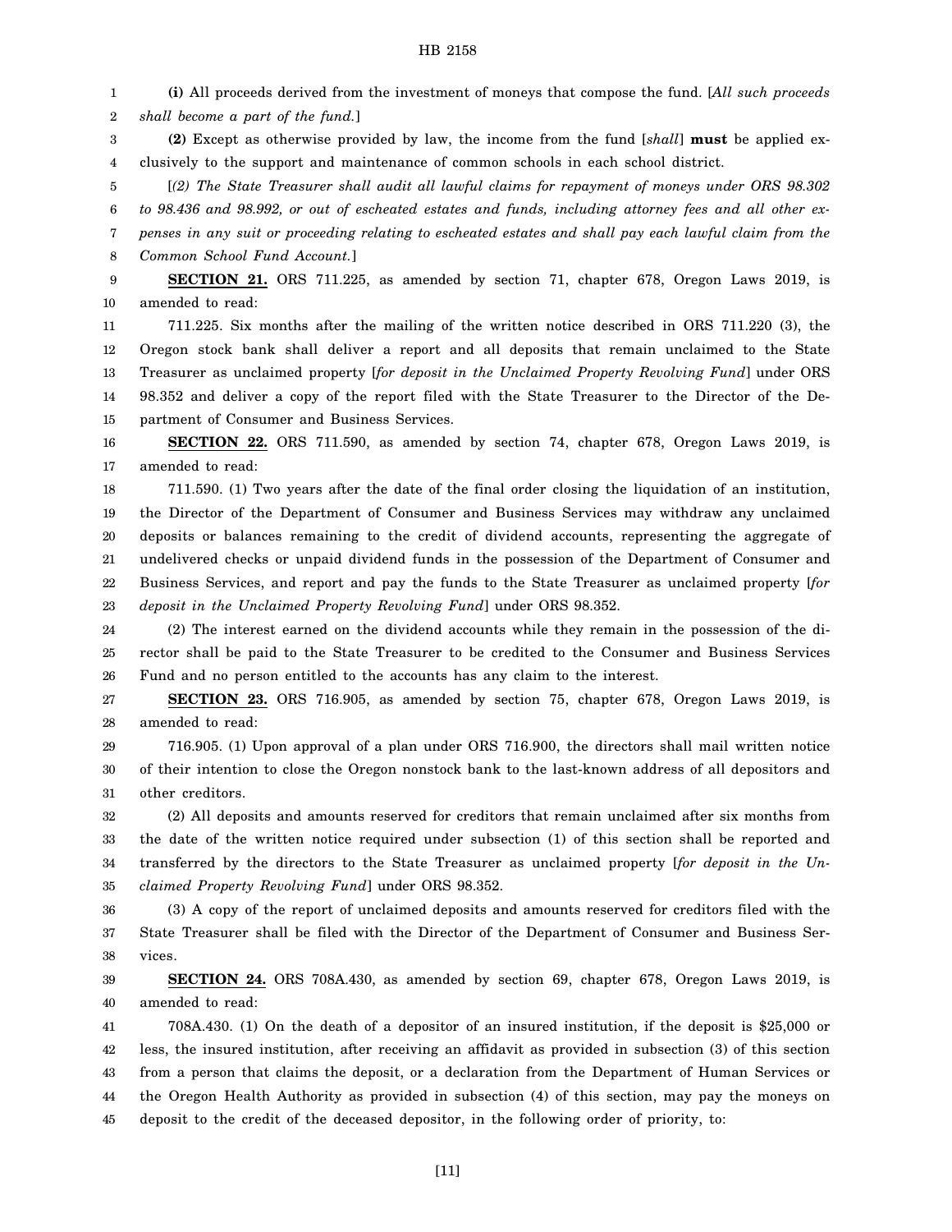(i) All proceeds derived from the investment of moneys that compose the fund. [*All such proceeds shall become a part of the fund.*]

**(2)** Except as otherwise provided by law, the income from the fund [*shall*] **must** be applied exclusively to the support and maintenance of common schools in each school district.

[*(2) The State Treasurer shall audit all lawful claims for repayment of moneys under ORS 98.302 to 98.436 and 98.992, or out of escheated estates and funds, including attorney fees and all other expenses in any suit or proceeding relating to escheated estates and shall pay each lawful claim from the Common School Fund Account.*]

**SECTION 21.** ORS 711.225, as amended by section 71, chapter 678, Oregon Laws 2019, is amended to read:

711.225. Six months after the mailing of the written notice described in ORS 711.220 (3), the Oregon stock bank shall deliver a report and all deposits that remain unclaimed to the State Treasurer as unclaimed property [*for deposit in the Unclaimed Property Revolving Fund*] under ORS 98.352 and deliver a copy of the report filed with the State Treasurer to the Director of the Department of Consumer and Business Services.

**SECTION 22.** ORS 711.590, as amended by section 74, chapter 678, Oregon Laws 2019, is amended to read:

711.590. (1) Two years after the date of the final order closing the liquidation of an institution, the Director of the Department of Consumer and Business Services may withdraw any unclaimed deposits or balances remaining to the credit of dividend accounts, representing the aggregate of undelivered checks or unpaid dividend funds in the possession of the Department of Consumer and Business Services, and report and pay the funds to the State Treasurer as unclaimed property [*for deposit in the Unclaimed Property Revolving Fund*] under ORS 98.352.

(2) The interest earned on the dividend accounts while they remain in the possession of the director shall be paid to the State Treasurer to be credited to the Consumer and Business Services Fund and no person entitled to the accounts has any claim to the interest.

**SECTION 23.** ORS 716.905, as amended by section 75, chapter 678, Oregon Laws 2019, is amended to read:

716.905. (1) Upon approval of a plan under ORS 716.900, the directors shall mail written notice of their intention to close the Oregon nonstock bank to the last-known address of all depositors and other creditors.

(2) All deposits and amounts reserved for creditors that remain unclaimed after six months from the date of the written notice required under subsection (1) of this section shall be reported and transferred by the directors to the State Treasurer as unclaimed property [*for deposit in the Unclaimed Property Revolving Fund*] under ORS 98.352.

(3) A copy of the report of unclaimed deposits and amounts reserved for creditors filed with the State Treasurer shall be filed with the Director of the Department of Consumer and Business Services.

**SECTION 24.** ORS 708A.430, as amended by section 69, chapter 678, Oregon Laws 2019, is amended to read:

708A.430. (1) On the death of a depositor of an insured institution, if the deposit is $25,000 or less, the insured institution, after receiving an affidavit as provided in subsection (3) of this section from a person that claims the deposit, or a declaration from the Department of Human Services or the Oregon Health Authority as provided in subsection (4) of this section, may pay the moneys on deposit to the credit of the deceased depositor, in the following order of priority, to: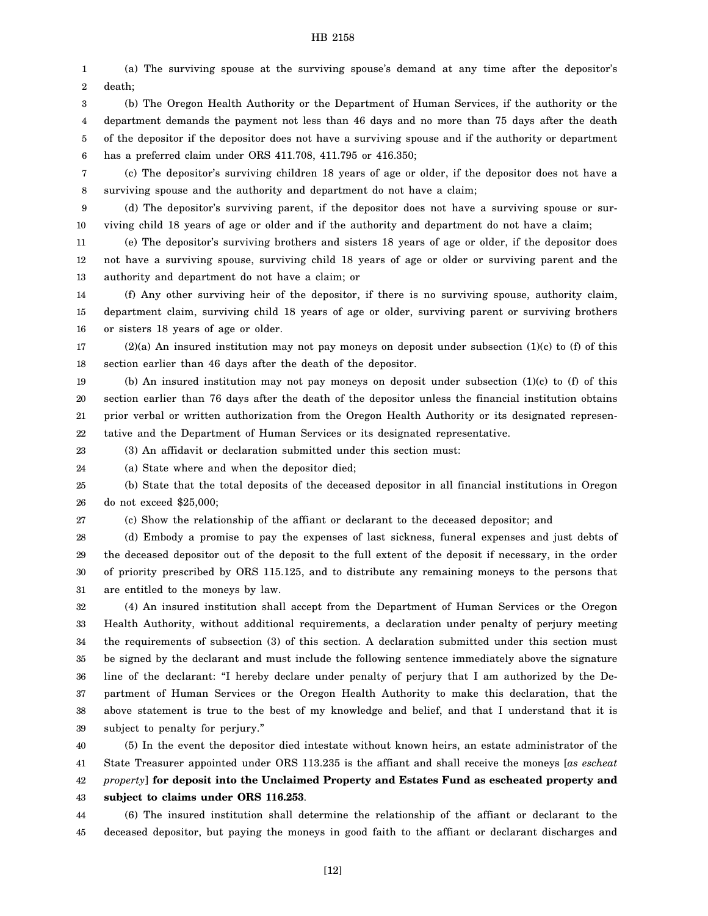(a) The surviving spouse at the surviving spouse's demand at any time after the depositor's death;

(b) The Oregon Health Authority or the Department of Human Services, if the authority or the department demands the payment not less than 46 days and no more than 75 days after the death of the depositor if the depositor does not have a surviving spouse and if the authority or department has a preferred claim under ORS 411.708, 411.795 or 416.350;

(c) The depositor's surviving children 18 years of age or older, if the depositor does not have a surviving spouse and the authority and department do not have a claim;

(d) The depositor's surviving parent, if the depositor does not have a surviving spouse or surviving child 18 years of age or older and if the authority and department do not have a claim;

(e) The depositor's surviving brothers and sisters 18 years of age or older, if the depositor does not have a surviving spouse, surviving child 18 years of age or older or surviving parent and the authority and department do not have a claim; or

(f) Any other surviving heir of the depositor, if there is no surviving spouse, authority claim, department claim, surviving child 18 years of age or older, surviving parent or surviving brothers or sisters 18 years of age or older.

(2)(a) An insured institution may not pay moneys on deposit under subsection (1)(c) to (f) of this section earlier than 46 days after the death of the depositor.

(b) An insured institution may not pay moneys on deposit under subsection (1)(c) to (f) of this section earlier than 76 days after the death of the depositor unless the financial institution obtains prior verbal or written authorization from the Oregon Health Authority or its designated representative and the Department of Human Services or its designated representative.

(3) An affidavit or declaration submitted under this section must:

(a) State where and when the depositor died;

(b) State that the total deposits of the deceased depositor in all financial institutions in Oregon do not exceed $25,000;

(c) Show the relationship of the affiant or declarant to the deceased depositor; and

(d) Embody a promise to pay the expenses of last sickness, funeral expenses and just debts of the deceased depositor out of the deposit to the full extent of the deposit if necessary, in the order of priority prescribed by ORS 115.125, and to distribute any remaining moneys to the persons that are entitled to the moneys by law.

(4) An insured institution shall accept from the Department of Human Services or the Oregon Health Authority, without additional requirements, a declaration under penalty of perjury meeting the requirements of subsection (3) of this section. A declaration submitted under this section must be signed by the declarant and must include the following sentence immediately above the signature line of the declarant: "I hereby declare under penalty of perjury that I am authorized by the Department of Human Services or the Oregon Health Authority to make this declaration, that the above statement is true to the best of my knowledge and belief, and that I understand that it is subject to penalty for perjury."

(5) In the event the depositor died intestate without known heirs, an estate administrator of the State Treasurer appointed under ORS 113.235 is the affiant and shall receive the moneys [*as escheat property*] **for deposit into the Unclaimed Property and Estates Fund as escheated property and subject to claims under ORS 116.253**.

(6) The insured institution shall determine the relationship of the affiant or declarant to the deceased depositor, but paying the moneys in good faith to the affiant or declarant discharges and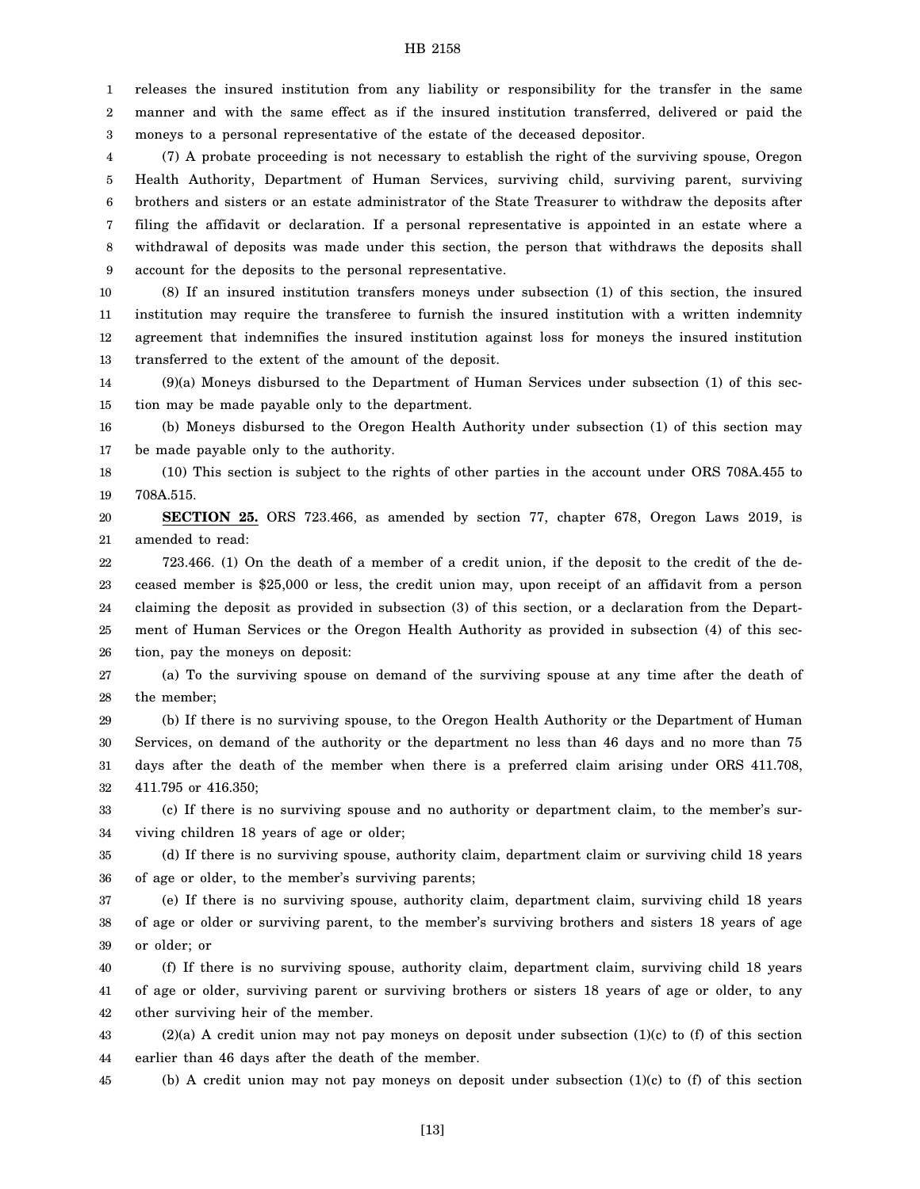releases the insured institution from any liability or responsibility for the transfer in the same manner and with the same effect as if the insured institution transferred, delivered or paid the moneys to a personal representative of the estate of the deceased depositor.

(7) A probate proceeding is not necessary to establish the right of the surviving spouse, Oregon Health Authority, Department of Human Services, surviving child, surviving parent, surviving brothers and sisters or an estate administrator of the State Treasurer to withdraw the deposits after filing the affidavit or declaration. If a personal representative is appointed in an estate where a withdrawal of deposits was made under this section, the person that withdraws the deposits shall account for the deposits to the personal representative.

(8) If an insured institution transfers moneys under subsection (1) of this section, the insured institution may require the transferee to furnish the insured institution with a written indemnity agreement that indemnifies the insured institution against loss for moneys the insured institution transferred to the extent of the amount of the deposit.

(9)(a) Moneys disbursed to the Department of Human Services under subsection (1) of this section may be made payable only to the department.

(b) Moneys disbursed to the Oregon Health Authority under subsection (1) of this section may be made payable only to the authority.

(10) This section is subject to the rights of other parties in the account under ORS 708A.455 to 708A.515.

**SECTION 25.** ORS 723.466, as amended by section 77, chapter 678, Oregon Laws 2019, is amended to read:

723.466. (1) On the death of a member of a credit union, if the deposit to the credit of the deceased member is $25,000 or less, the credit union may, upon receipt of an affidavit from a person claiming the deposit as provided in subsection (3) of this section, or a declaration from the Department of Human Services or the Oregon Health Authority as provided in subsection (4) of this section, pay the moneys on deposit:

(a) To the surviving spouse on demand of the surviving spouse at any time after the death of the member;

(b) If there is no surviving spouse, to the Oregon Health Authority or the Department of Human Services, on demand of the authority or the department no less than 46 days and no more than 75 days after the death of the member when there is a preferred claim arising under ORS 411.708, 411.795 or 416.350;

(c) If there is no surviving spouse and no authority or department claim, to the member's surviving children 18 years of age or older;

(d) If there is no surviving spouse, authority claim, department claim or surviving child 18 years of age or older, to the member's surviving parents;

(e) If there is no surviving spouse, authority claim, department claim, surviving child 18 years of age or older or surviving parent, to the member's surviving brothers and sisters 18 years of age or older; or

(f) If there is no surviving spouse, authority claim, department claim, surviving child 18 years of age or older, surviving parent or surviving brothers or sisters 18 years of age or older, to any other surviving heir of the member.

(2)(a) A credit union may not pay moneys on deposit under subsection (1)(c) to (f) of this section earlier than 46 days after the death of the member.

(b) A credit union may not pay moneys on deposit under subsection (1)(c) to (f) of this section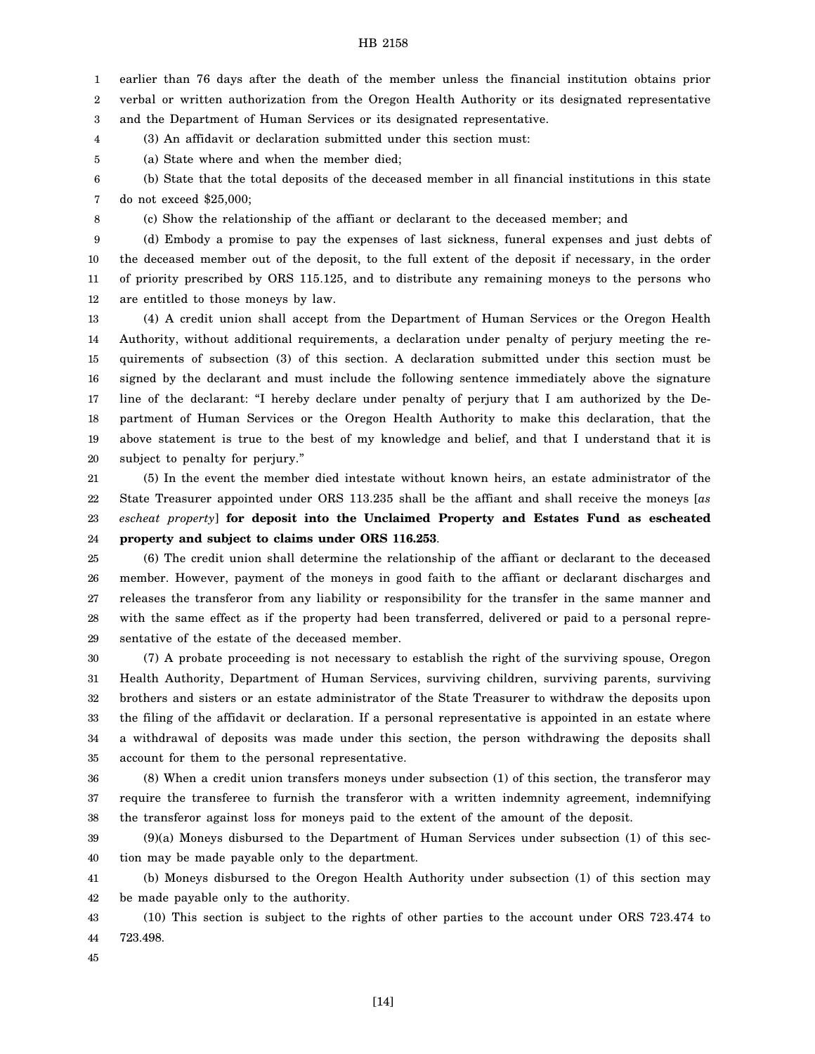earlier than 76 days after the death of the member unless the financial institution obtains prior verbal or written authorization from the Oregon Health Authority or its designated representative and the Department of Human Services or its designated representative.

(3) An affidavit or declaration submitted under this section must:

(a) State where and when the member died;

(b) State that the total deposits of the deceased member in all financial institutions in this state do not exceed $25,000;

(c) Show the relationship of the affiant or declarant to the deceased member; and

(d) Embody a promise to pay the expenses of last sickness, funeral expenses and just debts of the deceased member out of the deposit, to the full extent of the deposit if necessary, in the order of priority prescribed by ORS 115.125, and to distribute any remaining moneys to the persons who are entitled to those moneys by law.

(4) A credit union shall accept from the Department of Human Services or the Oregon Health Authority, without additional requirements, a declaration under penalty of perjury meeting the requirements of subsection (3) of this section. A declaration submitted under this section must be signed by the declarant and must include the following sentence immediately above the signature line of the declarant: "I hereby declare under penalty of perjury that I am authorized by the Department of Human Services or the Oregon Health Authority to make this declaration, that the above statement is true to the best of my knowledge and belief, and that I understand that it is subject to penalty for perjury."

(5) In the event the member died intestate without known heirs, an estate administrator of the State Treasurer appointed under ORS 113.235 shall be the affiant and shall receive the moneys [*as escheat property*] **for deposit into the Unclaimed Property and Estates Fund as escheated property and subject to claims under ORS 116.253**.

(6) The credit union shall determine the relationship of the affiant or declarant to the deceased member. However, payment of the moneys in good faith to the affiant or declarant discharges and releases the transferor from any liability or responsibility for the transfer in the same manner and with the same effect as if the property had been transferred, delivered or paid to a personal representative of the estate of the deceased member.

(7) A probate proceeding is not necessary to establish the right of the surviving spouse, Oregon Health Authority, Department of Human Services, surviving children, surviving parents, surviving brothers and sisters or an estate administrator of the State Treasurer to withdraw the deposits upon the filing of the affidavit or declaration. If a personal representative is appointed in an estate where a withdrawal of deposits was made under this section, the person withdrawing the deposits shall account for them to the personal representative.

(8) When a credit union transfers moneys under subsection (1) of this section, the transferor may require the transferee to furnish the transferor with a written indemnity agreement, indemnifying the transferor against loss for moneys paid to the extent of the amount of the deposit.

(9)(a) Moneys disbursed to the Department of Human Services under subsection (1) of this section may be made payable only to the department.

(b) Moneys disbursed to the Oregon Health Authority under subsection (1) of this section may be made payable only to the authority.

(10) This section is subject to the rights of other parties to the account under ORS 723.474 to 723.498.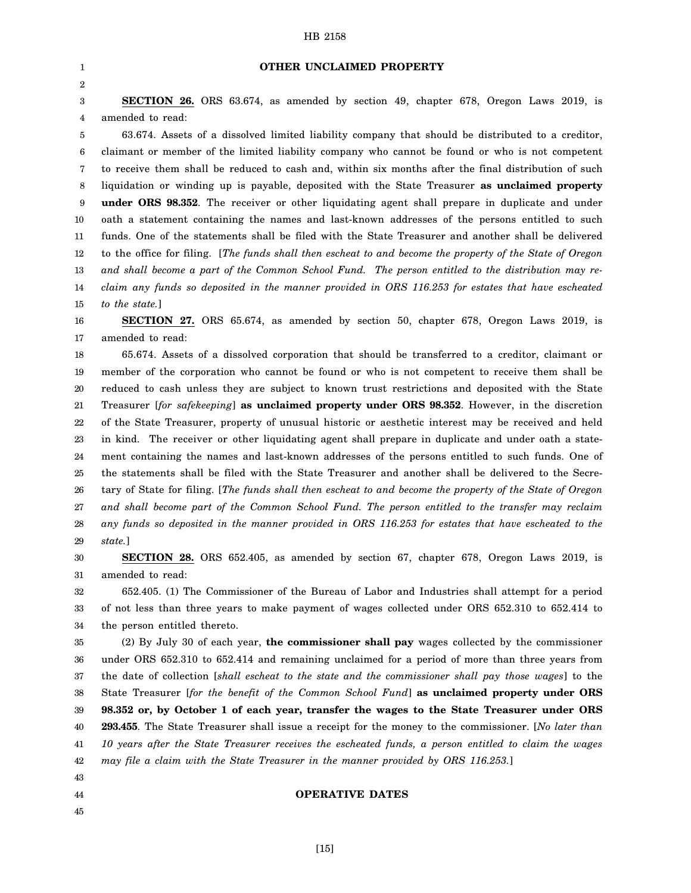**OTHER UNCLAIMED PROPERTY**

**SECTION 26.** ORS 63.674, as amended by section 49, chapter 678, Oregon Laws 2019, is amended to read:

63.674. Assets of a dissolved limited liability company that should be distributed to a creditor, claimant or member of the limited liability company who cannot be found or who is not competent to receive them shall be reduced to cash and, within six months after the final distribution of such liquidation or winding up is payable, deposited with the State Treasurer **as unclaimed property under ORS 98.352**. The receiver or other liquidating agent shall prepare in duplicate and under oath a statement containing the names and last-known addresses of the persons entitled to such funds. One of the statements shall be filed with the State Treasurer and another shall be delivered to the office for filing. [*The funds shall then escheat to and become the property of the State of Oregon and shall become a part of the Common School Fund. The person entitled to the distribution may reclaim any funds so deposited in the manner provided in ORS 116.253 for estates that have escheated to the state.*]

**SECTION 27.** ORS 65.674, as amended by section 50, chapter 678, Oregon Laws 2019, is amended to read:

65.674. Assets of a dissolved corporation that should be transferred to a creditor, claimant or member of the corporation who cannot be found or who is not competent to receive them shall be reduced to cash unless they are subject to known trust restrictions and deposited with the State Treasurer [*for safekeeping*] **as unclaimed property under ORS 98.352**. However, in the discretion of the State Treasurer, property of unusual historic or aesthetic interest may be received and held in kind. The receiver or other liquidating agent shall prepare in duplicate and under oath a statement containing the names and last-known addresses of the persons entitled to such funds. One of the statements shall be filed with the State Treasurer and another shall be delivered to the Secretary of State for filing. [*The funds shall then escheat to and become the property of the State of Oregon and shall become part of the Common School Fund. The person entitled to the transfer may reclaim any funds so deposited in the manner provided in ORS 116.253 for estates that have escheated to the state.*]

**SECTION 28.** ORS 652.405, as amended by section 67, chapter 678, Oregon Laws 2019, is amended to read:

652.405. (1) The Commissioner of the Bureau of Labor and Industries shall attempt for a period of not less than three years to make payment of wages collected under ORS 652.310 to 652.414 to the person entitled thereto.

(2) By July 30 of each year, **the commissioner shall pay** wages collected by the commissioner under ORS 652.310 to 652.414 and remaining unclaimed for a period of more than three years from the date of collection [*shall escheat to the state and the commissioner shall pay those wages*] to the State Treasurer [*for the benefit of the Common School Fund*] **as unclaimed property under ORS 98.352 or, by October 1 of each year, transfer the wages to the State Treasurer under ORS 293.455**. The State Treasurer shall issue a receipt for the money to the commissioner. [*No later than 10 years after the State Treasurer receives the escheated funds, a person entitled to claim the wages may file a claim with the State Treasurer in the manner provided by ORS 116.253.*]

**OPERATIVE DATES**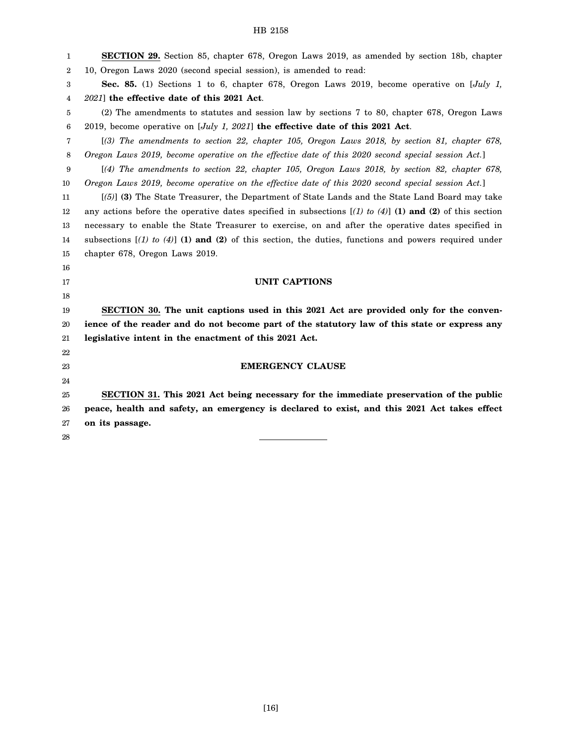**SECTION 29.** Section 85, chapter 678, Oregon Laws 2019, as amended by section 18b, chapter 10, Oregon Laws 2020 (second special session), is amended to read:

**Sec. 85.** (1) Sections 1 to 6, chapter 678, Oregon Laws 2019, become operative on [*July 1, 2021*] **the effective date of this 2021 Act**.

(2) The amendments to statutes and session law by sections 7 to 80, chapter 678, Oregon Laws 2019, become operative on [*July 1, 2021*] **the effective date of this 2021 Act**.

[*(3) The amendments to section 22, chapter 105, Oregon Laws 2018, by section 81, chapter 678, Oregon Laws 2019, become operative on the effective date of this 2020 second special session Act.*]

[*(4) The amendments to section 22, chapter 105, Oregon Laws 2018, by section 82, chapter 678, Oregon Laws 2019, become operative on the effective date of this 2020 second special session Act.*]

[*(5)*] **(3)** The State Treasurer, the Department of State Lands and the State Land Board may take any actions before the operative dates specified in subsections [*(1) to (4)*] **(1) and (2)** of this section necessary to enable the State Treasurer to exercise, on and after the operative dates specified in subsections [*(1) to (4)*] **(1) and (2)** of this section, the duties, functions and powers required under chapter 678, Oregon Laws 2019.

## UNIT CAPTIONS

**SECTION 30. The unit captions used in this 2021 Act are provided only for the convenience of the reader and do not become part of the statutory law of this state or express any legislative intent in the enactment of this 2021 Act.**

## EMERGENCY CLAUSE

**SECTION 31. This 2021 Act being necessary for the immediate preservation of the public peace, health and safety, an emergency is declared to exist, and this 2021 Act takes effect on its passage.**